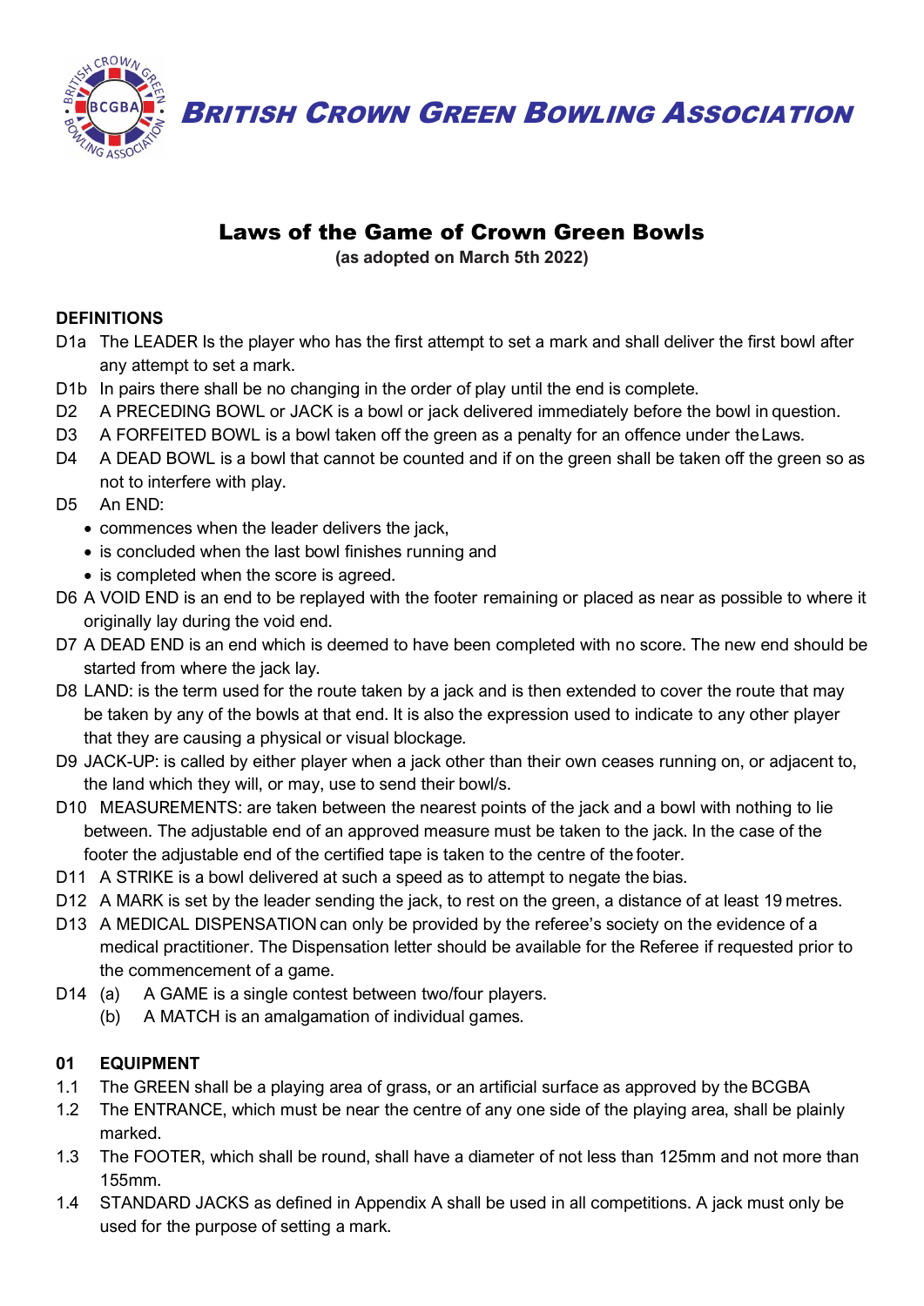# BRITISH CROWN GREEN BOWLING ASSOCIATION

## Laws of the Game of Crown Green Bowls

**(as adopted on March 5th 2022)**

### DEFINITIONS

D1a The LEADER Is the player who has the first attempt to set a mark and shall deliver the first bowl after any attempt to set a mark.

D1b In pairs there shall be no changing in the order of play until the end is complete.

D2 A PRECEDING BOWL or JACK is a bowl or jack delivered immediately before the bowl in question.

D3 A FORFEITED BOWL is a bowl taken off the green as a penalty for an offence under the Laws.

D4 A DEAD BOWL is a bowl that cannot be counted and if on the green shall be taken off the green so as not to interfere with play.

D5 An END:

- commences when the leader delivers the jack,
- is concluded when the last bowl finishes running and
- is completed when the score is agreed.

D6 A VOID END is an end to be replayed with the footer remaining or placed as near as possible to where it originally lay during the void end.

D7 A DEAD END is an end which is deemed to have been completed with no score. The new end should be started from where the jack lay.

D8 LAND: is the term used for the route taken by a jack and is then extended to cover the route that may be taken by any of the bowls at that end. It is also the expression used to indicate to any other player that they are causing a physical or visual blockage.

D9 JACK-UP: is called by either player when a jack other than their own ceases running on, or adjacent to, the land which they will, or may, use to send their bowl/s.

D10 MEASUREMENTS: are taken between the nearest points of the jack and a bowl with nothing to lie between. The adjustable end of an approved measure must be taken to the jack. In the case of the footer the adjustable end of the certified tape is taken to the centre of the footer.

D11 A STRIKE is a bowl delivered at such a speed as to attempt to negate the bias.

D12 A MARK is set by the leader sending the jack, to rest on the green, a distance of at least 19 metres.

D13 A MEDICAL DISPENSATION can only be provided by the referee's society on the evidence of a medical practitioner. The Dispensation letter should be available for the Referee if requested prior to the commencement of a game.

D14 (a) A GAME is a single contest between two/four players.

(b) A MATCH is an amalgamation of individual games.

### 01 EQUIPMENT

1.1 The GREEN shall be a playing area of grass, or an artificial surface as approved by the BCGBA

1.2 The ENTRANCE, which must be near the centre of any one side of the playing area, shall be plainly marked.

1.3 The FOOTER, which shall be round, shall have a diameter of not less than 125mm and not more than 155mm.

1.4 STANDARD JACKS as defined in Appendix A shall be used in all competitions. A jack must only be used for the purpose of setting a mark.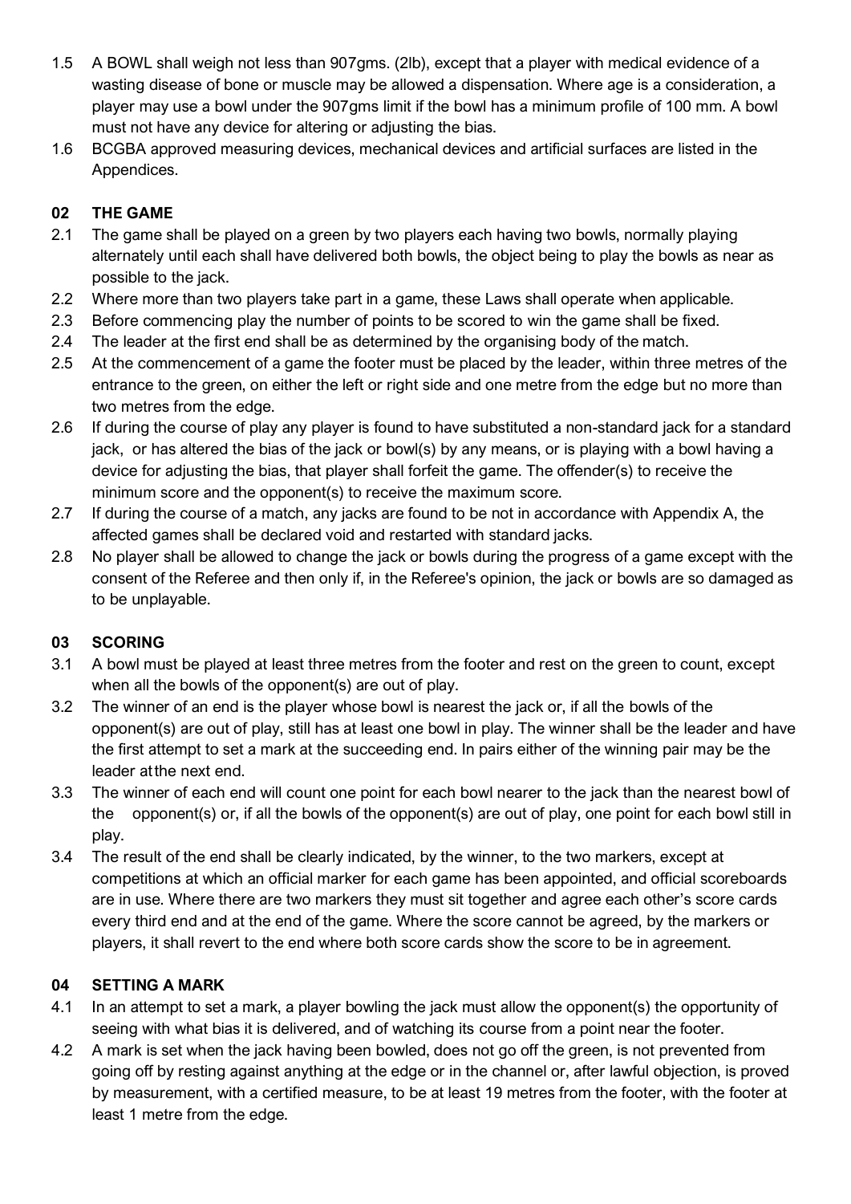1.5 A BOWL shall weigh not less than 907gms. (2lb), except that a player with medical evidence of a wasting disease of bone or muscle may be allowed a dispensation. Where age is a consideration, a player may use a bowl under the 907gms limit if the bowl has a minimum profile of 100 mm. A bowl must not have any device for altering or adjusting the bias.

1.6 BCGBA approved measuring devices, mechanical devices and artificial surfaces are listed in the Appendices.

## 02 THE GAME

2.1 The game shall be played on a green by two players each having two bowls, normally playing alternately until each shall have delivered both bowls, the object being to play the bowls as near as possible to the jack.

2.2 Where more than two players take part in a game, these Laws shall operate when applicable.

2.3 Before commencing play the number of points to be scored to win the game shall be fixed.

2.4 The leader at the first end shall be as determined by the organising body of the match.

2.5 At the commencement of a game the footer must be placed by the leader, within three metres of the entrance to the green, on either the left or right side and one metre from the edge but no more than two metres from the edge.

2.6 If during the course of play any player is found to have substituted a non-standard jack for a standard jack, or has altered the bias of the jack or bowl(s) by any means, or is playing with a bowl having a device for adjusting the bias, that player shall forfeit the game. The offender(s) to receive the minimum score and the opponent(s) to receive the maximum score.

2.7 If during the course of a match, any jacks are found to be not in accordance with Appendix A, the affected games shall be declared void and restarted with standard jacks.

2.8 No player shall be allowed to change the jack or bowls during the progress of a game except with the consent of the Referee and then only if, in the Referee's opinion, the jack or bowls are so damaged as to be unplayable.

## 03 SCORING

3.1 A bowl must be played at least three metres from the footer and rest on the green to count, except when all the bowls of the opponent(s) are out of play.

3.2 The winner of an end is the player whose bowl is nearest the jack or, if all the bowls of the opponent(s) are out of play, still has at least one bowl in play. The winner shall be the leader and have the first attempt to set a mark at the succeeding end. In pairs either of the winning pair may be the leader at the next end.

3.3 The winner of each end will count one point for each bowl nearer to the jack than the nearest bowl of the opponent(s) or, if all the bowls of the opponent(s) are out of play, one point for each bowl still in play.

3.4 The result of the end shall be clearly indicated, by the winner, to the two markers, except at competitions at which an official marker for each game has been appointed, and official scoreboards are in use. Where there are two markers they must sit together and agree each other's score cards every third end and at the end of the game. Where the score cannot be agreed, by the markers or players, it shall revert to the end where both score cards show the score to be in agreement.

## 04 SETTING A MARK

4.1 In an attempt to set a mark, a player bowling the jack must allow the opponent(s) the opportunity of seeing with what bias it is delivered, and of watching its course from a point near the footer.

4.2 A mark is set when the jack having been bowled, does not go off the green, is not prevented from going off by resting against anything at the edge or in the channel or, after lawful objection, is proved by measurement, with a certified measure, to be at least 19 metres from the footer, with the footer at least 1 metre from the edge.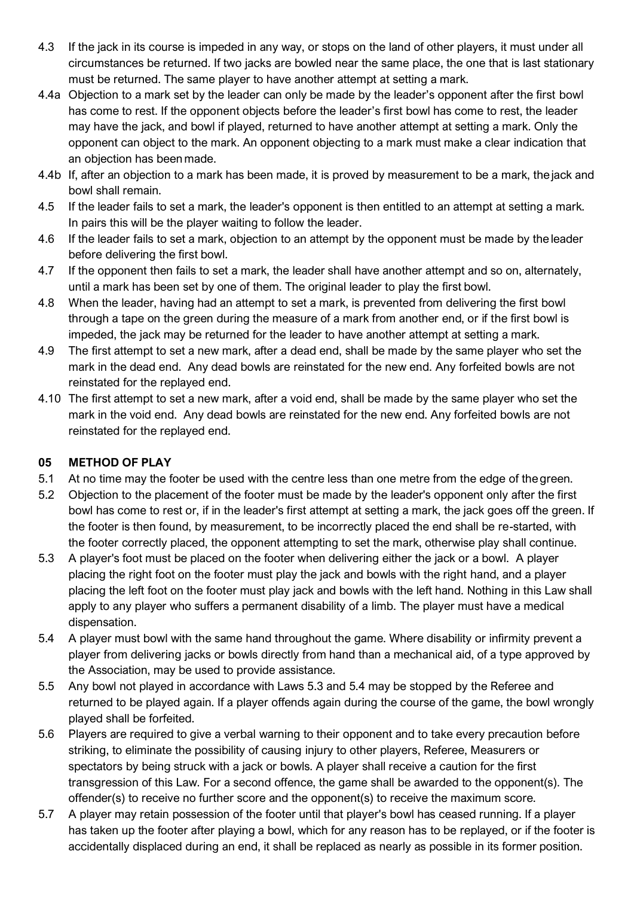4.3 If the jack in its course is impeded in any way, or stops on the land of other players, it must under all circumstances be returned. If two jacks are bowled near the same place, the one that is last stationary must be returned. The same player to have another attempt at setting a mark.

4.4a Objection to a mark set by the leader can only be made by the leader's opponent after the first bowl has come to rest. If the opponent objects before the leader's first bowl has come to rest, the leader may have the jack, and bowl if played, returned to have another attempt at setting a mark. Only the opponent can object to the mark. An opponent objecting to a mark must make a clear indication that an objection has been made.

4.4b If, after an objection to a mark has been made, it is proved by measurement to be a mark, the jack and bowl shall remain.

4.5 If the leader fails to set a mark, the leader's opponent is then entitled to an attempt at setting a mark. In pairs this will be the player waiting to follow the leader.

4.6 If the leader fails to set a mark, objection to an attempt by the opponent must be made by the leader before delivering the first bowl.

4.7 If the opponent then fails to set a mark, the leader shall have another attempt and so on, alternately, until a mark has been set by one of them. The original leader to play the first bowl.

4.8 When the leader, having had an attempt to set a mark, is prevented from delivering the first bowl through a tape on the green during the measure of a mark from another end, or if the first bowl is impeded, the jack may be returned for the leader to have another attempt at setting a mark.

4.9 The first attempt to set a new mark, after a dead end, shall be made by the same player who set the mark in the dead end. Any dead bowls are reinstated for the new end. Any forfeited bowls are not reinstated for the replayed end.

4.10 The first attempt to set a new mark, after a void end, shall be made by the same player who set the mark in the void end. Any dead bowls are reinstated for the new end. Any forfeited bowls are not reinstated for the replayed end.

## 05 METHOD OF PLAY

5.1 At no time may the footer be used with the centre less than one metre from the edge of the green.

5.2 Objection to the placement of the footer must be made by the leader's opponent only after the first bowl has come to rest or, if in the leader's first attempt at setting a mark, the jack goes off the green. If the footer is then found, by measurement, to be incorrectly placed the end shall be re-started, with the footer correctly placed, the opponent attempting to set the mark, otherwise play shall continue.

5.3 A player's foot must be placed on the footer when delivering either the jack or a bowl. A player placing the right foot on the footer must play the jack and bowls with the right hand, and a player placing the left foot on the footer must play jack and bowls with the left hand. Nothing in this Law shall apply to any player who suffers a permanent disability of a limb. The player must have a medical dispensation.

5.4 A player must bowl with the same hand throughout the game. Where disability or infirmity prevent a player from delivering jacks or bowls directly from hand than a mechanical aid, of a type approved by the Association, may be used to provide assistance.

5.5 Any bowl not played in accordance with Laws 5.3 and 5.4 may be stopped by the Referee and returned to be played again. If a player offends again during the course of the game, the bowl wrongly played shall be forfeited.

5.6 Players are required to give a verbal warning to their opponent and to take every precaution before striking, to eliminate the possibility of causing injury to other players, Referee, Measurers or spectators by being struck with a jack or bowls. A player shall receive a caution for the first transgression of this Law. For a second offence, the game shall be awarded to the opponent(s). The offender(s) to receive no further score and the opponent(s) to receive the maximum score.

5.7 A player may retain possession of the footer until that player's bowl has ceased running. If a player has taken up the footer after playing a bowl, which for any reason has to be replayed, or if the footer is accidentally displaced during an end, it shall be replaced as nearly as possible in its former position.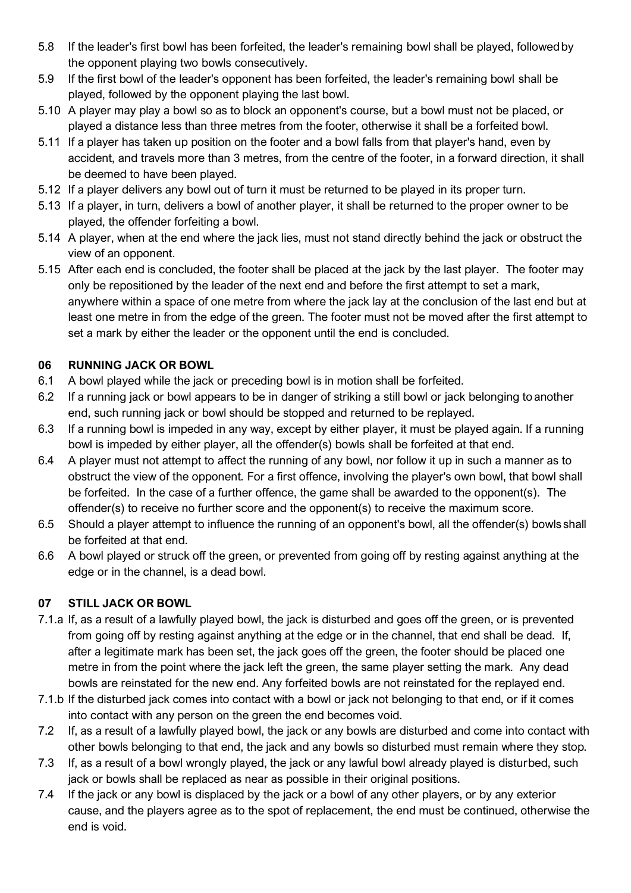5.8 If the leader's first bowl has been forfeited, the leader's remaining bowl shall be played, followed by the opponent playing two bowls consecutively.

5.9 If the first bowl of the leader's opponent has been forfeited, the leader's remaining bowl shall be played, followed by the opponent playing the last bowl.

5.10 A player may play a bowl so as to block an opponent's course, but a bowl must not be placed, or played a distance less than three metres from the footer, otherwise it shall be a forfeited bowl.

5.11 If a player has taken up position on the footer and a bowl falls from that player's hand, even by accident, and travels more than 3 metres, from the centre of the footer, in a forward direction, it shall be deemed to have been played.

5.12 If a player delivers any bowl out of turn it must be returned to be played in its proper turn.

5.13 If a player, in turn, delivers a bowl of another player, it shall be returned to the proper owner to be played, the offender forfeiting a bowl.

5.14 A player, when at the end where the jack lies, must not stand directly behind the jack or obstruct the view of an opponent.

5.15 After each end is concluded, the footer shall be placed at the jack by the last player. The footer may only be repositioned by the leader of the next end and before the first attempt to set a mark, anywhere within a space of one metre from where the jack lay at the conclusion of the last end but at least one metre in from the edge of the green. The footer must not be moved after the first attempt to set a mark by either the leader or the opponent until the end is concluded.

## 06 RUNNING JACK OR BOWL

6.1 A bowl played while the jack or preceding bowl is in motion shall be forfeited.

6.2 If a running jack or bowl appears to be in danger of striking a still bowl or jack belonging to another end, such running jack or bowl should be stopped and returned to be replayed.

6.3 If a running bowl is impeded in any way, except by either player, it must be played again. If a running bowl is impeded by either player, all the offender(s) bowls shall be forfeited at that end.

6.4 A player must not attempt to affect the running of any bowl, nor follow it up in such a manner as to obstruct the view of the opponent. For a first offence, involving the player's own bowl, that bowl shall be forfeited. In the case of a further offence, the game shall be awarded to the opponent(s). The offender(s) to receive no further score and the opponent(s) to receive the maximum score.

6.5 Should a player attempt to influence the running of an opponent's bowl, all the offender(s) bowls shall be forfeited at that end.

6.6 A bowl played or struck off the green, or prevented from going off by resting against anything at the edge or in the channel, is a dead bowl.

## 07 STILL JACK OR BOWL

7.1.a If, as a result of a lawfully played bowl, the jack is disturbed and goes off the green, or is prevented from going off by resting against anything at the edge or in the channel, that end shall be dead. If, after a legitimate mark has been set, the jack goes off the green, the footer should be placed one metre in from the point where the jack left the green, the same player setting the mark. Any dead bowls are reinstated for the new end. Any forfeited bowls are not reinstated for the replayed end.

7.1.b If the disturbed jack comes into contact with a bowl or jack not belonging to that end, or if it comes into contact with any person on the green the end becomes void.

7.2 If, as a result of a lawfully played bowl, the jack or any bowls are disturbed and come into contact with other bowls belonging to that end, the jack and any bowls so disturbed must remain where they stop.

7.3 If, as a result of a bowl wrongly played, the jack or any lawful bowl already played is disturbed, such jack or bowls shall be replaced as near as possible in their original positions.

7.4 If the jack or any bowl is displaced by the jack or a bowl of any other players, or by any exterior cause, and the players agree as to the spot of replacement, the end must be continued, otherwise the end is void.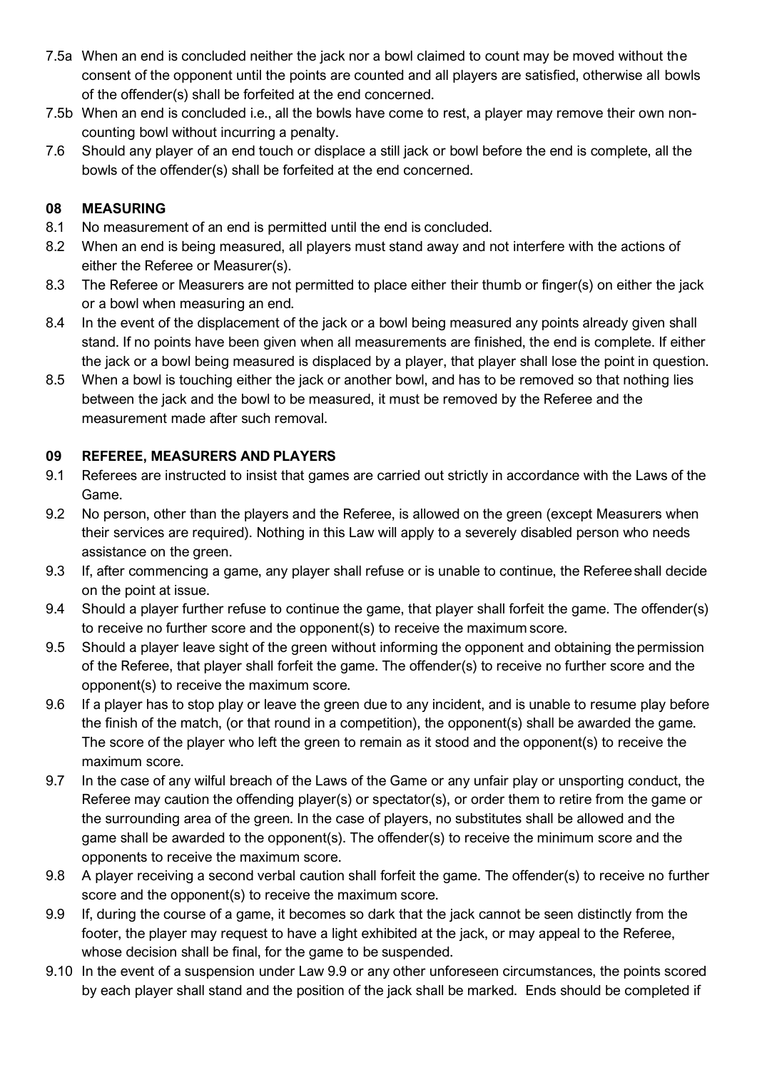7.5a When an end is concluded neither the jack nor a bowl claimed to count may be moved without the consent of the opponent until the points are counted and all players are satisfied, otherwise all bowls of the offender(s) shall be forfeited at the end concerned.

7.5b When an end is concluded i.e., all the bowls have come to rest, a player may remove their own non-counting bowl without incurring a penalty.

7.6 Should any player of an end touch or displace a still jack or bowl before the end is complete, all the bowls of the offender(s) shall be forfeited at the end concerned.

## 08 MEASURING

8.1 No measurement of an end is permitted until the end is concluded.

8.2 When an end is being measured, all players must stand away and not interfere with the actions of either the Referee or Measurer(s).

8.3 The Referee or Measurers are not permitted to place either their thumb or finger(s) on either the jack or a bowl when measuring an end.

8.4 In the event of the displacement of the jack or a bowl being measured any points already given shall stand. If no points have been given when all measurements are finished, the end is complete. If either the jack or a bowl being measured is displaced by a player, that player shall lose the point in question.

8.5 When a bowl is touching either the jack or another bowl, and has to be removed so that nothing lies between the jack and the bowl to be measured, it must be removed by the Referee and the measurement made after such removal.

## 09 REFEREE, MEASURERS AND PLAYERS

9.1 Referees are instructed to insist that games are carried out strictly in accordance with the Laws of the Game.

9.2 No person, other than the players and the Referee, is allowed on the green (except Measurers when their services are required). Nothing in this Law will apply to a severely disabled person who needs assistance on the green.

9.3 If, after commencing a game, any player shall refuse or is unable to continue, the Referee shall decide on the point at issue.

9.4 Should a player further refuse to continue the game, that player shall forfeit the game. The offender(s) to receive no further score and the opponent(s) to receive the maximum score.

9.5 Should a player leave sight of the green without informing the opponent and obtaining the permission of the Referee, that player shall forfeit the game. The offender(s) to receive no further score and the opponent(s) to receive the maximum score.

9.6 If a player has to stop play or leave the green due to any incident, and is unable to resume play before the finish of the match, (or that round in a competition), the opponent(s) shall be awarded the game. The score of the player who left the green to remain as it stood and the opponent(s) to receive the maximum score.

9.7 In the case of any wilful breach of the Laws of the Game or any unfair play or unsporting conduct, the Referee may caution the offending player(s) or spectator(s), or order them to retire from the game or the surrounding area of the green. In the case of players, no substitutes shall be allowed and the game shall be awarded to the opponent(s). The offender(s) to receive the minimum score and the opponents to receive the maximum score.

9.8 A player receiving a second verbal caution shall forfeit the game. The offender(s) to receive no further score and the opponent(s) to receive the maximum score.

9.9 If, during the course of a game, it becomes so dark that the jack cannot be seen distinctly from the footer, the player may request to have a light exhibited at the jack, or may appeal to the Referee, whose decision shall be final, for the game to be suspended.

9.10 In the event of a suspension under Law 9.9 or any other unforeseen circumstances, the points scored by each player shall stand and the position of the jack shall be marked. Ends should be completed if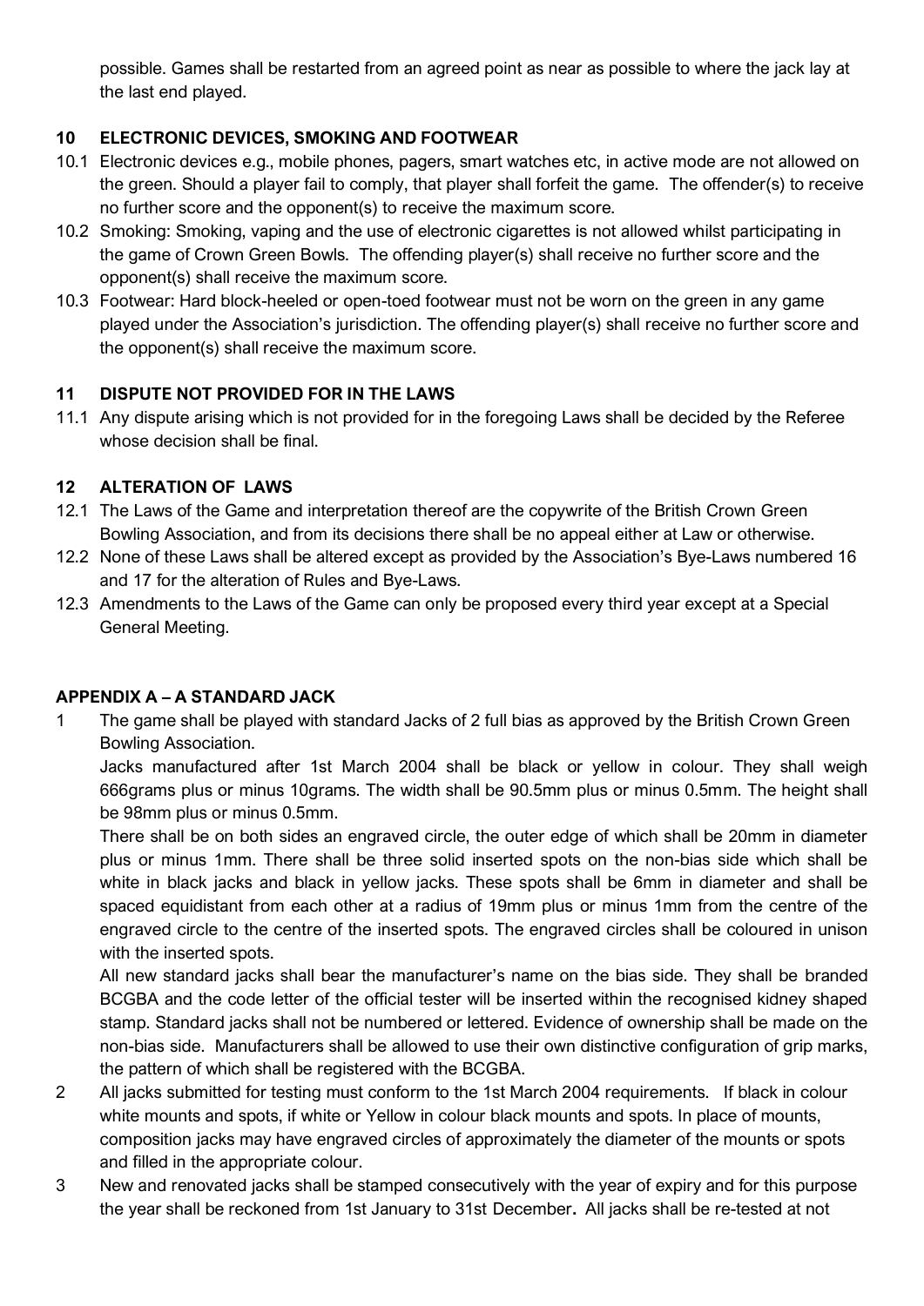possible. Games shall be restarted from an agreed point as near as possible to where the jack lay at the last end played.

## 10 ELECTRONIC DEVICES, SMOKING AND FOOTWEAR

10.1 Electronic devices e.g., mobile phones, pagers, smart watches etc, in active mode are not allowed on the green. Should a player fail to comply, that player shall forfeit the game. The offender(s) to receive no further score and the opponent(s) to receive the maximum score.

10.2 Smoking: Smoking, vaping and the use of electronic cigarettes is not allowed whilst participating in the game of Crown Green Bowls. The offending player(s) shall receive no further score and the opponent(s) shall receive the maximum score.

10.3 Footwear: Hard block-heeled or open-toed footwear must not be worn on the green in any game played under the Association's jurisdiction. The offending player(s) shall receive no further score and the opponent(s) shall receive the maximum score.

## 11 DISPUTE NOT PROVIDED FOR IN THE LAWS

11.1 Any dispute arising which is not provided for in the foregoing Laws shall be decided by the Referee whose decision shall be final.

## 12 ALTERATION OF LAWS

12.1 The Laws of the Game and interpretation thereof are the copywrite of the British Crown Green Bowling Association, and from its decisions there shall be no appeal either at Law or otherwise.

12.2 None of these Laws shall be altered except as provided by the Association's Bye-Laws numbered 16 and 17 for the alteration of Rules and Bye-Laws.

12.3 Amendments to the Laws of the Game can only be proposed every third year except at a Special General Meeting.

## APPENDIX A – A STANDARD JACK

1 The game shall be played with standard Jacks of 2 full bias as approved by the British Crown Green Bowling Association.

Jacks manufactured after 1st March 2004 shall be black or yellow in colour. They shall weigh 666grams plus or minus 10grams. The width shall be 90.5mm plus or minus 0.5mm. The height shall be 98mm plus or minus 0.5mm.

There shall be on both sides an engraved circle, the outer edge of which shall be 20mm in diameter plus or minus 1mm. There shall be three solid inserted spots on the non-bias side which shall be white in black jacks and black in yellow jacks. These spots shall be 6mm in diameter and shall be spaced equidistant from each other at a radius of 19mm plus or minus 1mm from the centre of the engraved circle to the centre of the inserted spots. The engraved circles shall be coloured in unison with the inserted spots.

All new standard jacks shall bear the manufacturer's name on the bias side. They shall be branded BCGBA and the code letter of the official tester will be inserted within the recognised kidney shaped stamp. Standard jacks shall not be numbered or lettered. Evidence of ownership shall be made on the non-bias side. Manufacturers shall be allowed to use their own distinctive configuration of grip marks, the pattern of which shall be registered with the BCGBA.

2 All jacks submitted for testing must conform to the 1st March 2004 requirements. If black in colour white mounts and spots, if white or Yellow in colour black mounts and spots. In place of mounts, composition jacks may have engraved circles of approximately the diameter of the mounts or spots and filled in the appropriate colour.

3 New and renovated jacks shall be stamped consecutively with the year of expiry and for this purpose the year shall be reckoned from 1st January to 31st December**.** All jacks shall be re-tested at not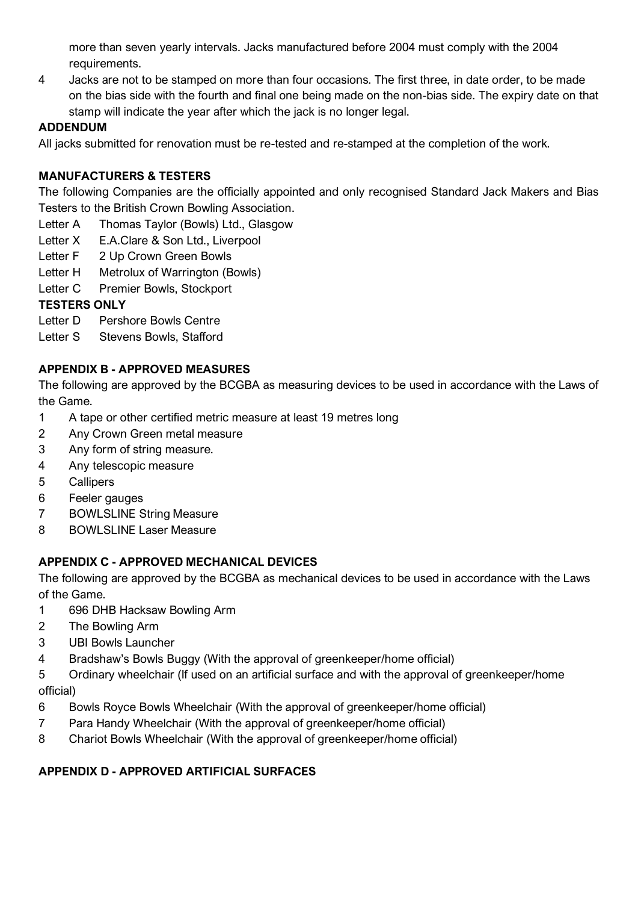more than seven yearly intervals. Jacks manufactured before 2004 must comply with the 2004 requirements.

4 Jacks are not to be stamped on more than four occasions. The first three, in date order, to be made on the bias side with the fourth and final one being made on the non-bias side. The expiry date on that stamp will indicate the year after which the jack is no longer legal.

**ADDENDUM**

All jacks submitted for renovation must be re-tested and re-stamped at the completion of the work.

**MANUFACTURERS & TESTERS**

The following Companies are the officially appointed and only recognised Standard Jack Makers and Bias Testers to the British Crown Bowling Association.

Letter A Thomas Taylor (Bowls) Ltd., Glasgow
Letter X E.A.Clare & Son Ltd., Liverpool
Letter F 2 Up Crown Green Bowls
Letter H Metrolux of Warrington (Bowls)
Letter C Premier Bowls, Stockport

**TESTERS ONLY**

Letter D Pershore Bowls Centre
Letter S Stevens Bowls, Stafford

**APPENDIX B - APPROVED MEASURES**

The following are approved by the BCGBA as measuring devices to be used in accordance with the Laws of the Game.

1. A tape or other certified metric measure at least 19 metres long
2. Any Crown Green metal measure
3. Any form of string measure.
4. Any telescopic measure
5. Callipers
6. Feeler gauges
7. BOWLSLINE String Measure
8. BOWLSLINE Laser Measure

**APPENDIX C - APPROVED MECHANICAL DEVICES**

The following are approved by the BCGBA as mechanical devices to be used in accordance with the Laws of the Game.

1. 696 DHB Hacksaw Bowling Arm
2. The Bowling Arm
3. UBI Bowls Launcher
4. Bradshaw's Bowls Buggy (With the approval of greenkeeper/home official)
5. Ordinary wheelchair (If used on an artificial surface and with the approval of greenkeeper/home official)
6. Bowls Royce Bowls Wheelchair (With the approval of greenkeeper/home official)
7. Para Handy Wheelchair (With the approval of greenkeeper/home official)
8. Chariot Bowls Wheelchair (With the approval of greenkeeper/home official)

**APPENDIX D - APPROVED ARTIFICIAL SURFACES**